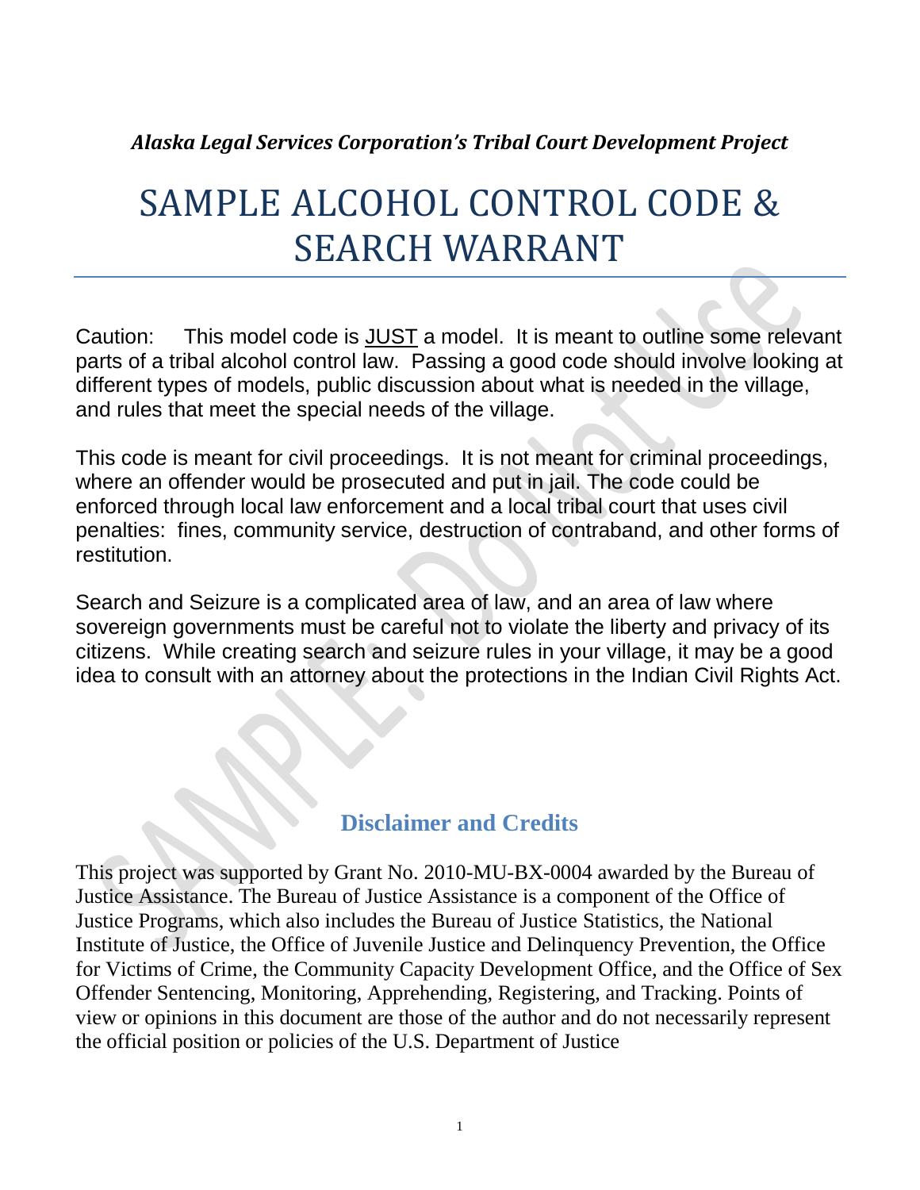*Alaska Legal Services Corporation's Tribal Court Development Project*

# SAMPLE ALCOHOL CONTROL CODE & SEARCH WARRANT

Caution: This model code is JUST a model. It is meant to outline some relevant parts of a tribal alcohol control law. Passing a good code should involve looking at different types of models, public discussion about what is needed in the village, and rules that meet the special needs of the village.

This code is meant for civil proceedings. It is not meant for criminal proceedings, where an offender would be prosecuted and put in jail. The code could be enforced through local law enforcement and a local tribal court that uses civil penalties: fines, community service, destruction of contraband, and other forms of restitution.

Search and Seizure is a complicated area of law, and an area of law where sovereign governments must be careful not to violate the liberty and privacy of its citizens. While creating search and seizure rules in your village, it may be a good idea to consult with an attorney about the protections in the Indian Civil Rights Act.

## Disclaimer and Credits

This project was supported by Grant No. 2010-MU-BX-0004 awarded by the Bureau of Justice Assistance. The Bureau of Justice Assistance is a component of the Office of Justice Programs, which also includes the Bureau of Justice Statistics, the National Institute of Justice, the Office of Juvenile Justice and Delinquency Prevention, the Office for Victims of Crime, the Community Capacity Development Office, and the Office of Sex Offender Sentencing, Monitoring, Apprehending, Registering, and Tracking. Points of view or opinions in this document are those of the author and do not necessarily represent the official position or policies of the U.S. Department of Justice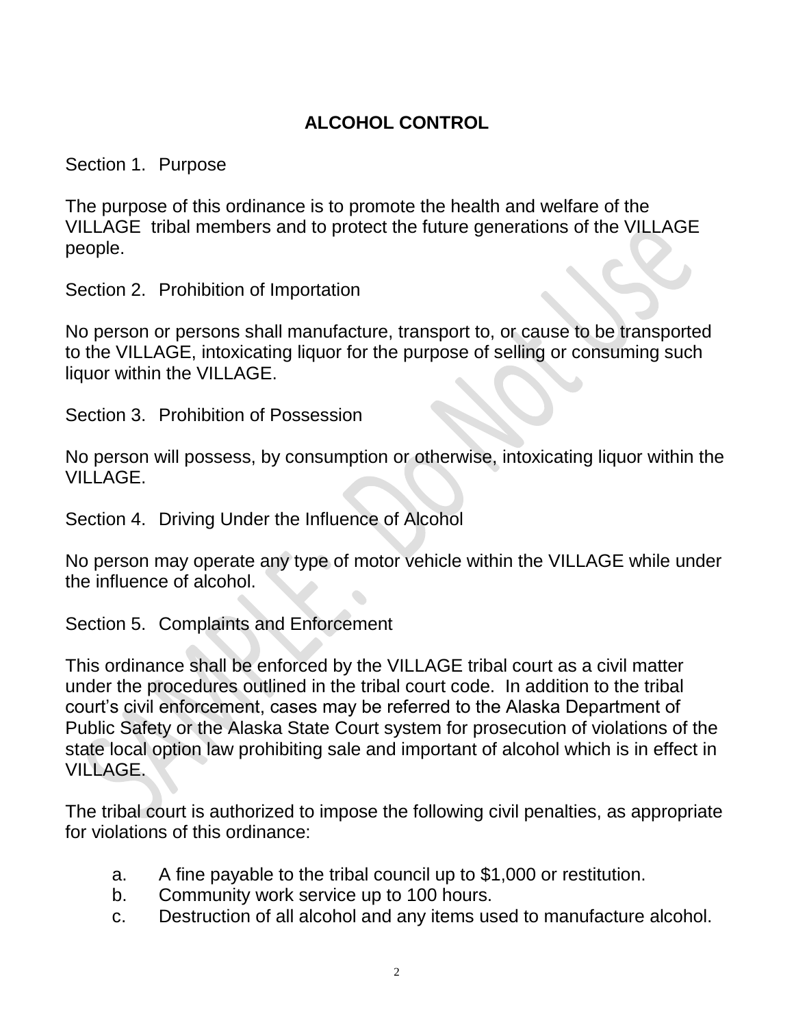# ALCOHOL CONTROL

Section 1. Purpose

The purpose of this ordinance is to promote the health and welfare of the VILLAGE tribal members and to protect the future generations of the VILLAGE people.

Section 2. Prohibition of Importation

No person or persons shall manufacture, transport to, or cause to be transported to the VILLAGE, intoxicating liquor for the purpose of selling or consuming such liquor within the VILLAGE.

Section 3. Prohibition of Possession

No person will possess, by consumption or otherwise, intoxicating liquor within the VILLAGE.

Section 4. Driving Under the Influence of Alcohol

No person may operate any type of motor vehicle within the VILLAGE while under the influence of alcohol.

Section 5. Complaints and Enforcement

This ordinance shall be enforced by the VILLAGE tribal court as a civil matter under the procedures outlined in the tribal court code. In addition to the tribal court's civil enforcement, cases may be referred to the Alaska Department of Public Safety or the Alaska State Court system for prosecution of violations of the state local option law prohibiting sale and important of alcohol which is in effect in VILLAGE.

The tribal court is authorized to impose the following civil penalties, as appropriate for violations of this ordinance:

a. A fine payable to the tribal council up to $1,000 or restitution.
b. Community work service up to 100 hours.
c. Destruction of all alcohol and any items used to manufacture alcohol.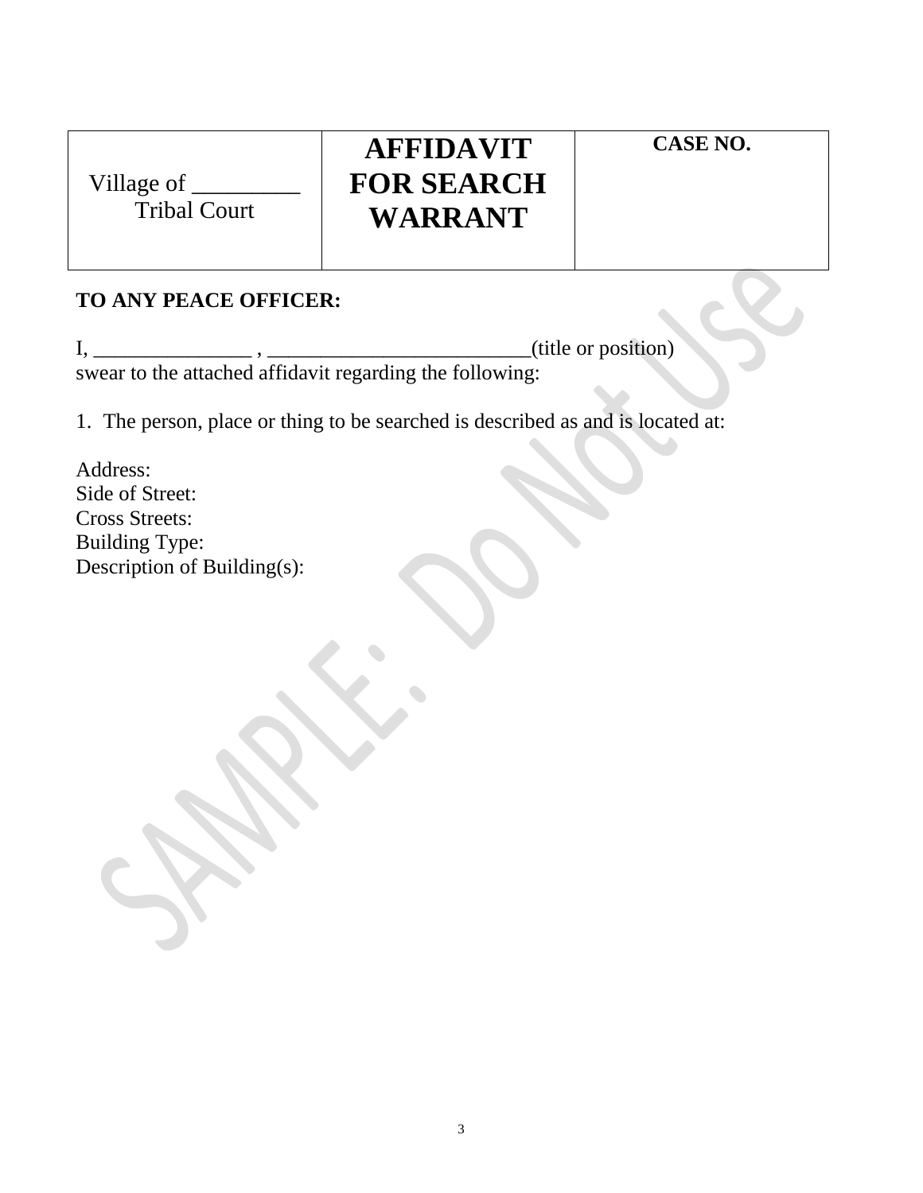| Village of _________ Tribal Court | **AFFIDAVIT FOR SEARCH WARRANT** | **CASE NO.** |
|---|---|---|

**TO ANY PEACE OFFICER:**

I, _______________ , _________________________(title or position) swear to the attached affidavit regarding the following:

1. The person, place or thing to be searched is described as and is located at:

Address:
Side of Street:
Cross Streets:
Building Type:
Description of Building(s):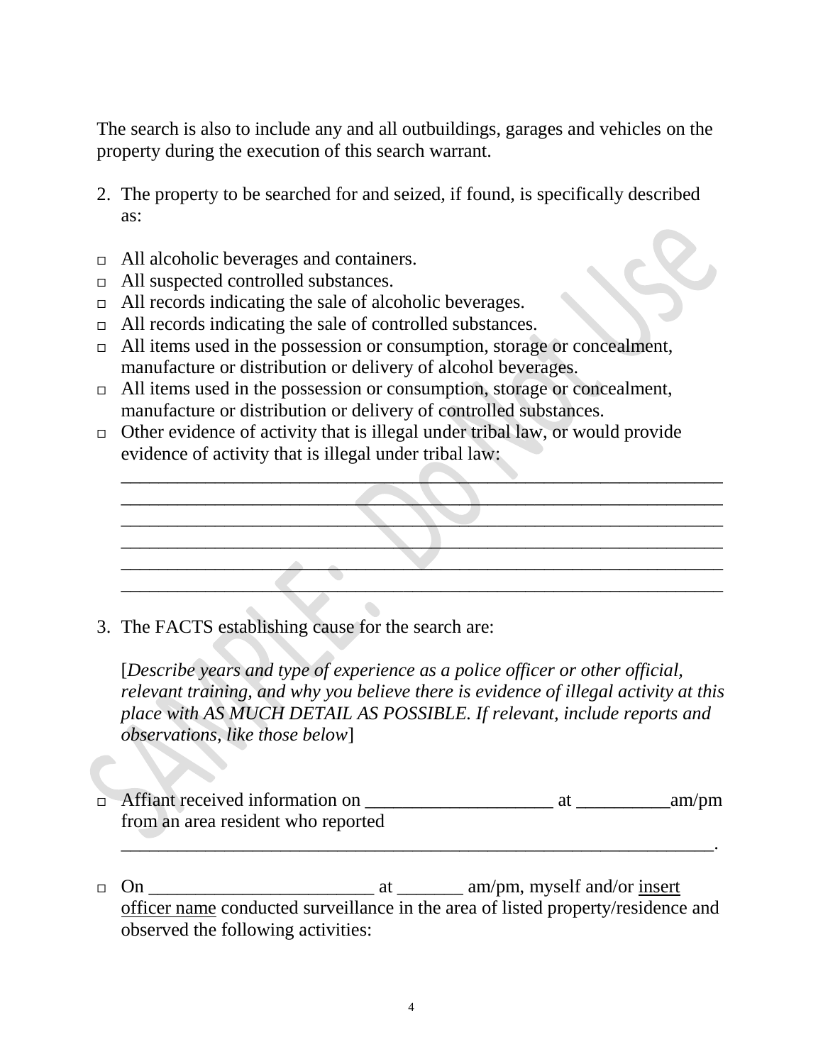The search is also to include any and all outbuildings, garages and vehicles on the property during the execution of this search warrant.

2. The property to be searched for and seized, if found, is specifically described as:

- □ All alcoholic beverages and containers.
- □ All suspected controlled substances.
- □ All records indicating the sale of alcoholic beverages.
- □ All records indicating the sale of controlled substances.
- □ All items used in the possession or consumption, storage or concealment, manufacture or distribution or delivery of alcohol beverages.
- □ All items used in the possession or consumption, storage or concealment, manufacture or distribution or delivery of controlled substances.
- □ Other evidence of activity that is illegal under tribal law, or would provide evidence of activity that is illegal under tribal law:
  ________________________________________________________________
  ________________________________________________________________
  ________________________________________________________________
  ________________________________________________________________
  ________________________________________________________________
  ________________________________________________________________

3. The FACTS establishing cause for the search are:

   [*Describe years and type of experience as a police officer or other official, relevant training, and why you believe there is evidence of illegal activity at this place with AS MUCH DETAIL AS POSSIBLE. If relevant, include reports and observations, like those below*]

- □ Affiant received information on ____________________ at __________am/pm from an area resident who reported
  _______________________________________________________________.

- □ On ________________________ at _______ am/pm, myself and/or <u>insert officer name</u> conducted surveillance in the area of listed property/residence and observed the following activities: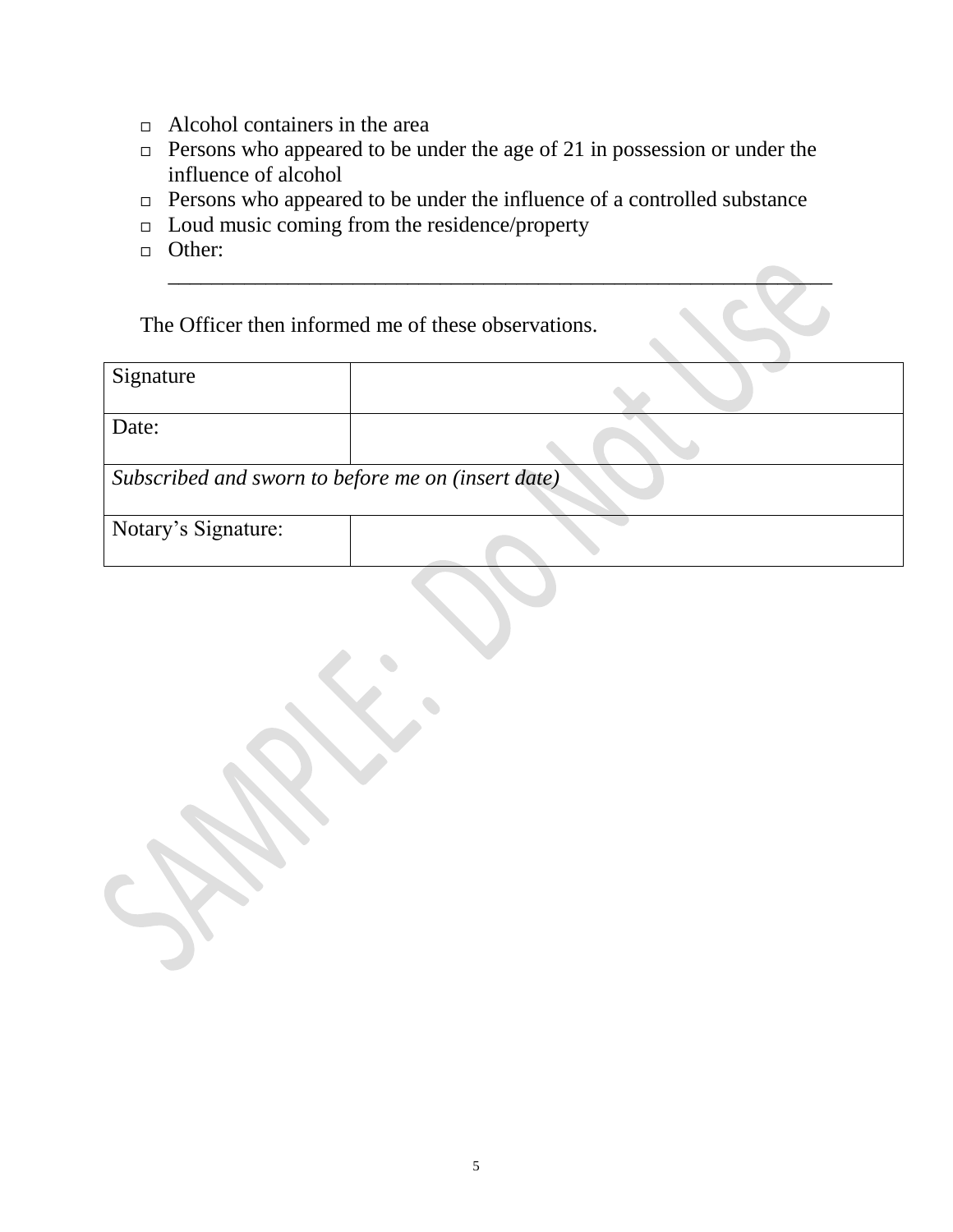- □ Alcohol containers in the area
- □ Persons who appeared to be under the age of 21 in possession or under the influence of alcohol
- □ Persons who appeared to be under the influence of a controlled substance
- □ Loud music coming from the residence/property
- □ Other: \_\_\_\_\_\_\_\_\_\_\_\_\_\_\_\_\_\_\_\_\_\_\_\_\_\_\_\_\_\_\_\_\_\_\_\_\_\_\_\_\_\_\_\_\_\_\_\_\_\_\_\_\_\_\_\_\_\_\_\_

The Officer then informed me of these observations.

| Signature | |
|---|---|
| Date: | |
| *Subscribed and sworn to before me on (insert date)* | |
| Notary's Signature: | |

SAMPLE: Do Not Use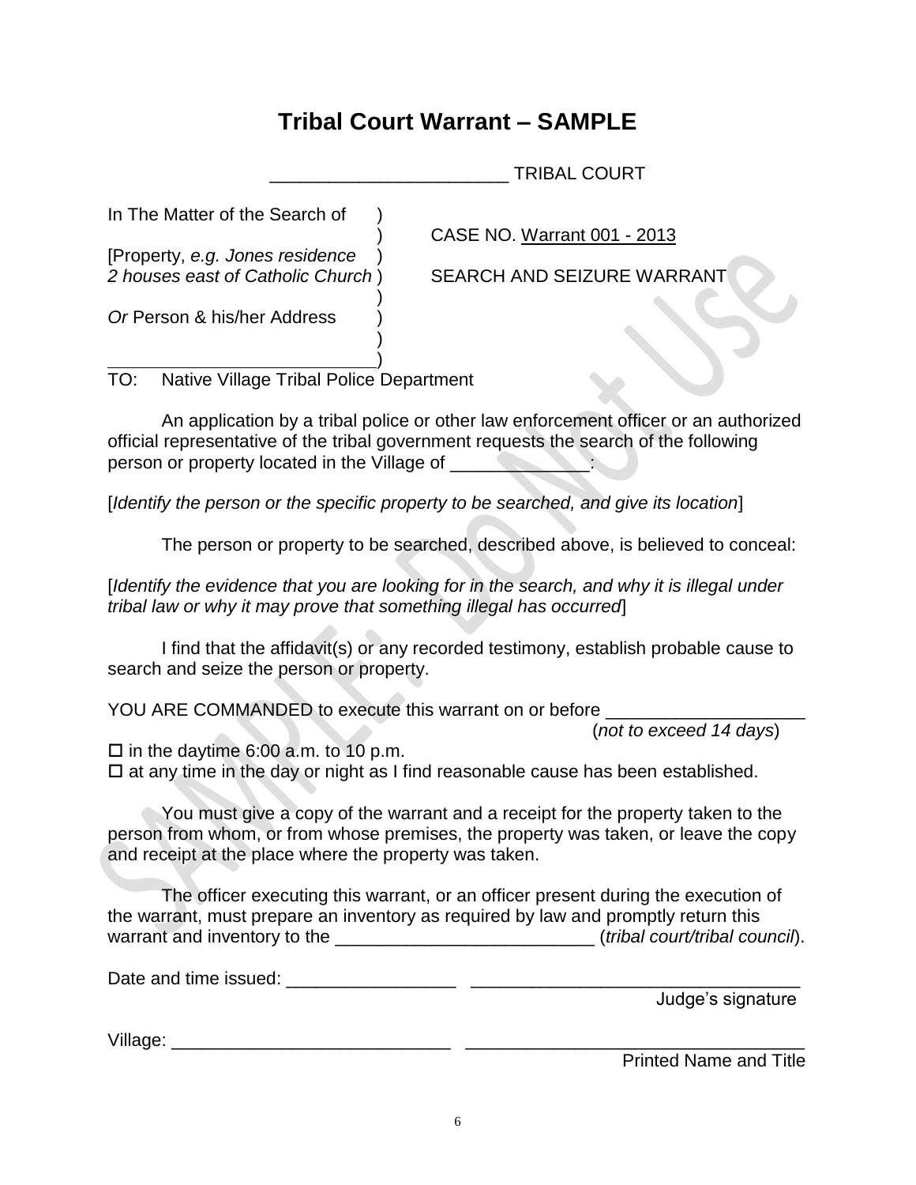# Tribal Court Warrant – SAMPLE

_______________________ TRIBAL COURT

| | | |
|---|---|---|
| In The Matter of the Search of | ) | |
| | ) | CASE NO. Warrant 001 - 2013 |
| [Property, *e.g. Jones residence* | ) | |
| *2 houses east of Catholic Church* | ) | SEARCH AND SEIZURE WARRANT |
| | ) | |
| *Or* Person & his/her Address | ) | |
| | ) | |
| ___________________________ | ) | |

TO: Native Village Tribal Police Department

An application by a tribal police or other law enforcement officer or an authorized official representative of the tribal government requests the search of the following person or property located in the Village of ______________:

[*Identify the person or the specific property to be searched, and give its location*]

The person or property to be searched, described above, is believed to conceal:

[*Identify the evidence that you are looking for in the search, and why it is illegal under tribal law or why it may prove that something illegal has occurred*]

I find that the affidavit(s) or any recorded testimony, establish probable cause to search and seize the person or property.

YOU ARE COMMANDED to execute this warrant on or before ____________________ (*not to exceed 14 days*)

☐ in the daytime 6:00 a.m. to 10 p.m.
☐ at any time in the day or night as I find reasonable cause has been established.

You must give a copy of the warrant and a receipt for the property taken to the person from whom, or from whose premises, the property was taken, or leave the copy and receipt at the place where the property was taken.

The officer executing this warrant, or an officer present during the execution of the warrant, must prepare an inventory as required by law and promptly return this warrant and inventory to the __________________________ (*tribal court/tribal council*).

Date and time issued: _________________ ___________________________________
Judge's signature

Village: ____________________________ ___________________________________
Printed Name and Title